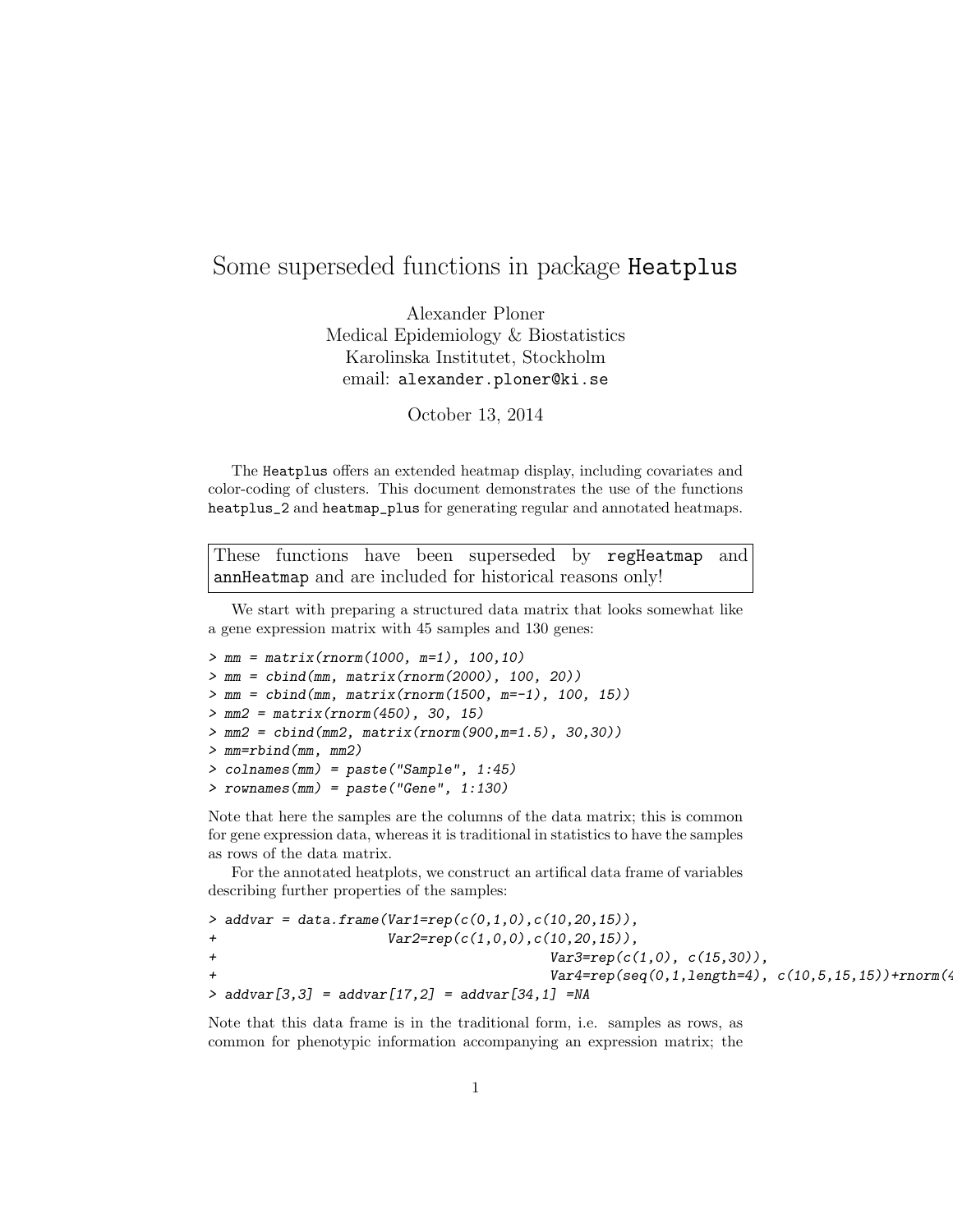# Some superseded functions in package Heatplus

Alexander Ploner
Medical Epidemiology & Biostatistics
Karolinska Institutet, Stockholm
email: alexander.ploner@ki.se

October 13, 2014

The Heatplus offers an extended heatmap display, including covariates and color-coding of clusters. This document demonstrates the use of the functions heatplus_2 and heatmap_plus for generating regular and annotated heatmaps.

> These functions have been superseded by regHeatmap and annHeatmap and are included for historical reasons only!

We start with preparing a structured data matrix that looks somewhat like a gene expression matrix with 45 samples and 130 genes:

```
> mm = matrix(rnorm(1000, m=1), 100,10)
> mm = cbind(mm, matrix(rnorm(2000), 100, 20))
> mm = cbind(mm, matrix(rnorm(1500, m=-1), 100, 15))
> mm2 = matrix(rnorm(450), 30, 15)
> mm2 = cbind(mm2, matrix(rnorm(900,m=1.5), 30,30))
> mm=rbind(mm, mm2)
> colnames(mm) = paste("Sample", 1:45)
> rownames(mm) = paste("Gene", 1:130)
```

Note that here the samples are the columns of the data matrix; this is common for gene expression data, whereas it is traditional in statistics to have the samples as rows of the data matrix.

For the annotated heatplots, we construct an artifical data frame of variables describing further properties of the samples:

```
> addvar = data.frame(Var1=rep(c(0,1,0),c(10,20,15)),
+                     Var2=rep(c(1,0,0),c(10,20,15)),
+                                         Var3=rep(c(1,0), c(15,30)),
+                                         Var4=rep(seq(0,1,length=4), c(10,5,15,15))+rnorm(4
> addvar[3,3] = addvar[17,2] = addvar[34,1] =NA
```

Note that this data frame is in the traditional form, i.e. samples as rows, as common for phenotypic information accompanying an expression matrix; the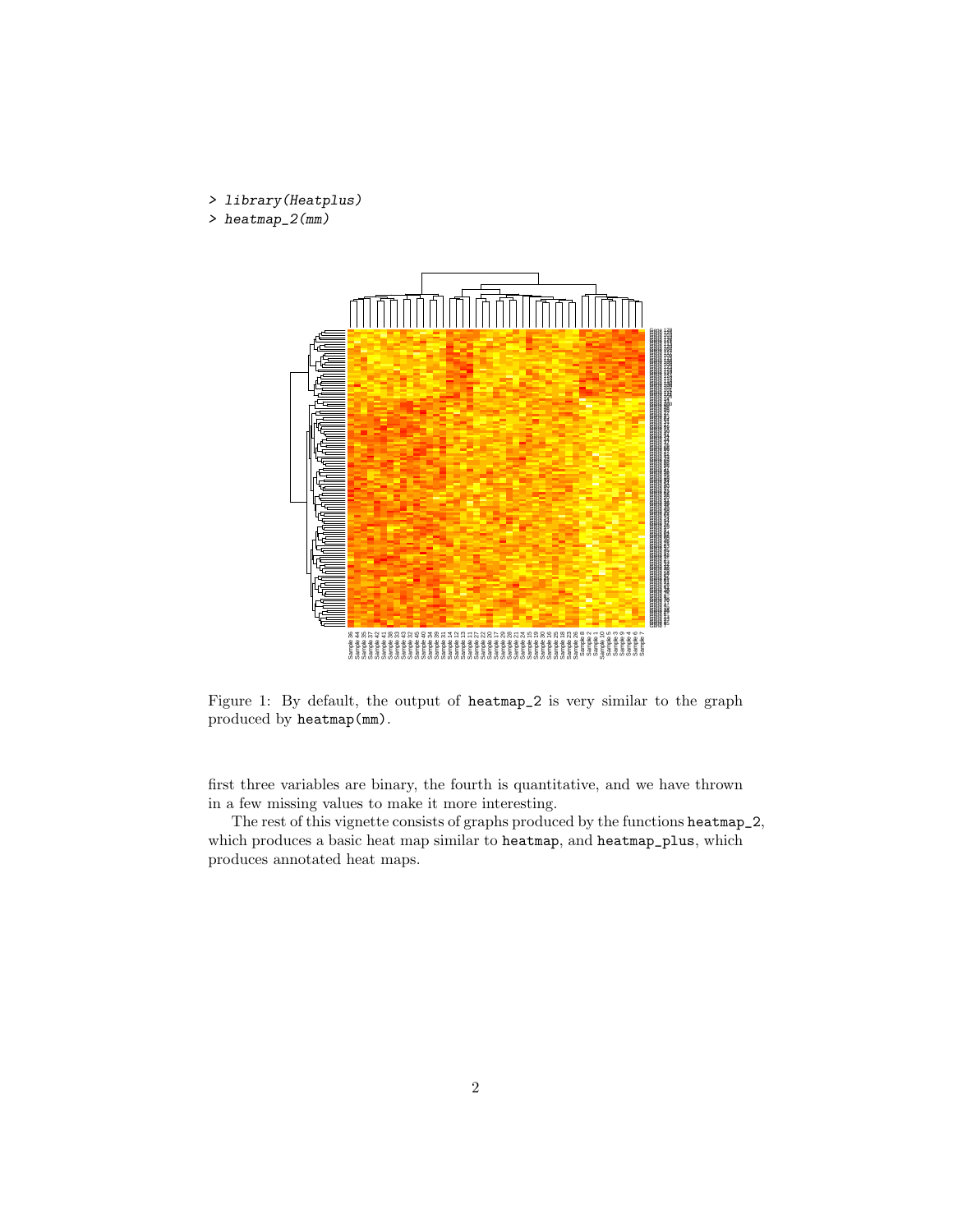```
> library(Heatplus)
> heatmap_2(mm)
```

Sample 36
Sample 44
Sample 35
Sample 37
Sample 42
Sample 41
Sample 38
Sample 33
Sample 43
Sample 32
Sample 45
Sample 40
Sample 34
Sample 39
Sample 31
Sample 14
Sample 12
Sample 13
Sample 11
Sample 27
Sample 22
Sample 20
Sample 17
Sample 29
Sample 28
Sample 21
Sample 24
Sample 15
Sample 19
Sample 30
Sample 16
Sample 25
Sample 18
Sample 23
Sample 26
Sample 8
Sample 2
Sample 1
Sample 10
Sample 5
Sample 3
Sample 9
Sample 4
Sample 6
Sample 7

Figure 1: By default, the output of `heatmap_2` is very similar to the graph produced by `heatmap(mm)`.

first three variables are binary, the fourth is quantitative, and we have thrown in a few missing values to make it more interesting.

The rest of this vignette consists of graphs produced by the functions `heatmap_2`, which produces a basic heat map similar to `heatmap`, and `heatmap_plus`, which produces annotated heat maps.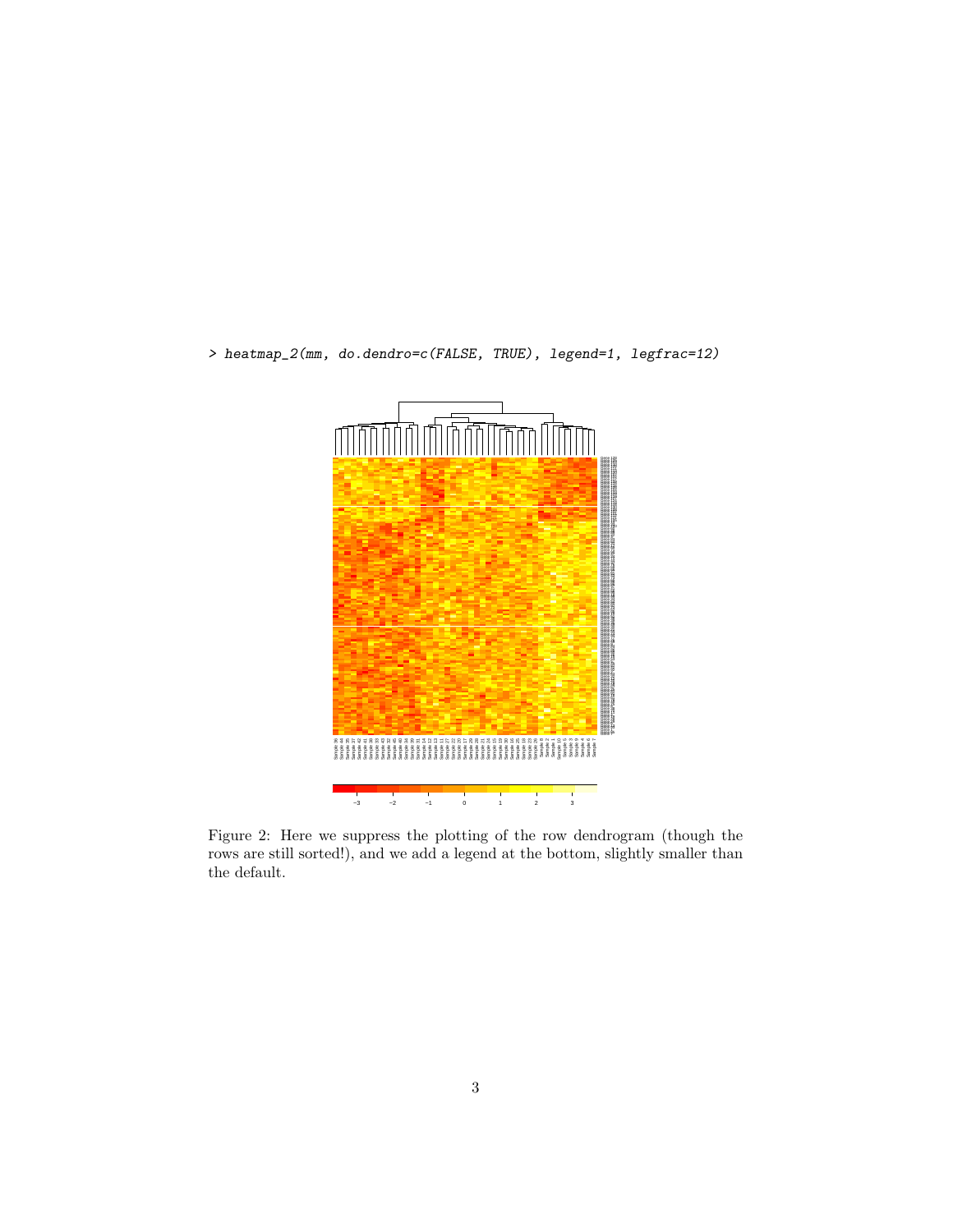```
> heatmap_2(mm, do.dendro=c(FALSE, TRUE), legend=1, legfrac=12)
```

-3 -2 -1 0 1 2 3

Figure 2: Here we suppress the plotting of the row dendrogram (though the rows are still sorted!), and we add a legend at the bottom, slightly smaller than the default.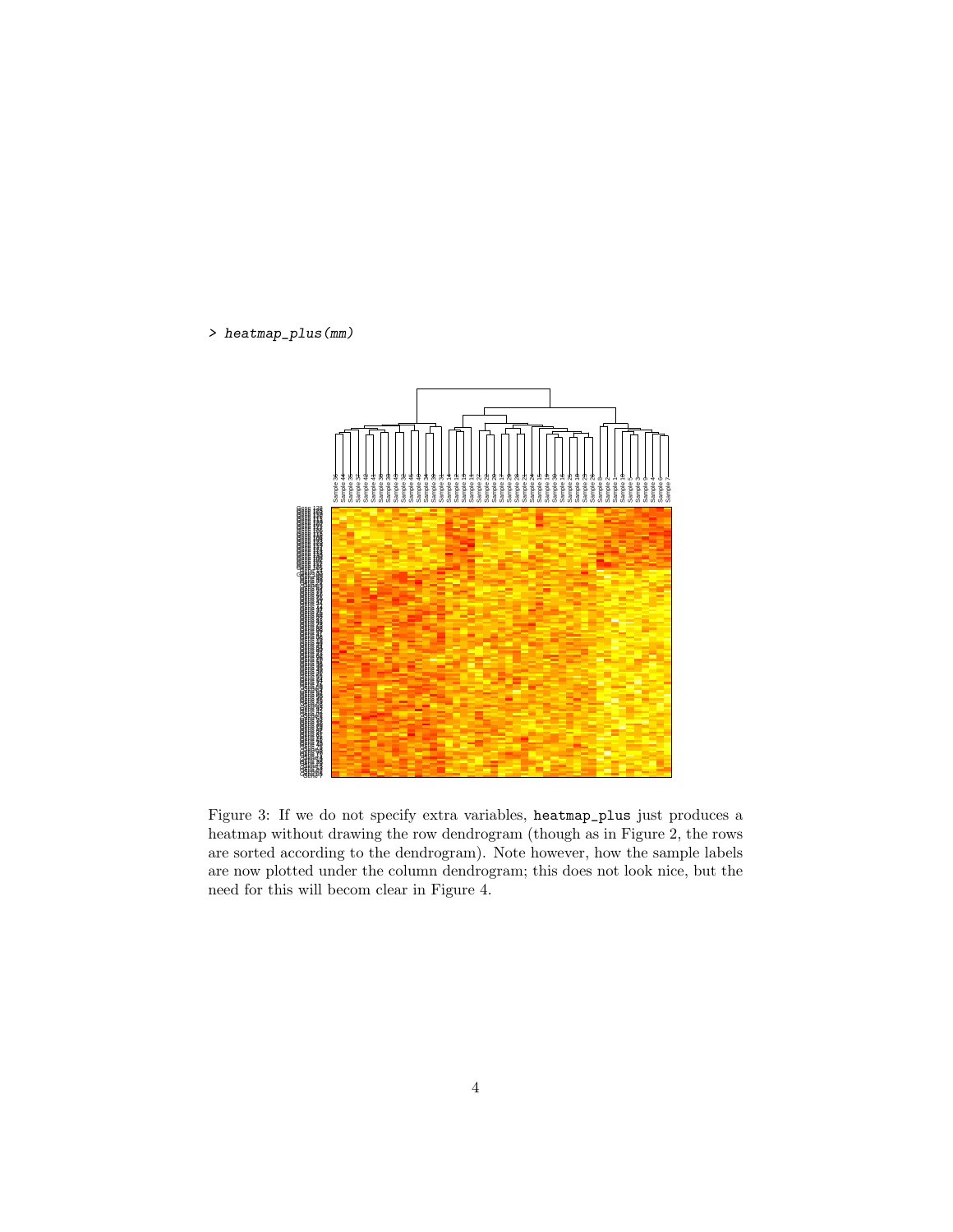```
> heatmap_plus(mm)
```

Figure 3: If we do not specify extra variables, heatmap_plus just produces a heatmap without drawing the row dendrogram (though as in Figure 2, the rows are sorted according to the dendrogram). Note however, how the sample labels are now plotted under the column dendrogram; this does not look nice, but the need for this will becom clear in Figure 4.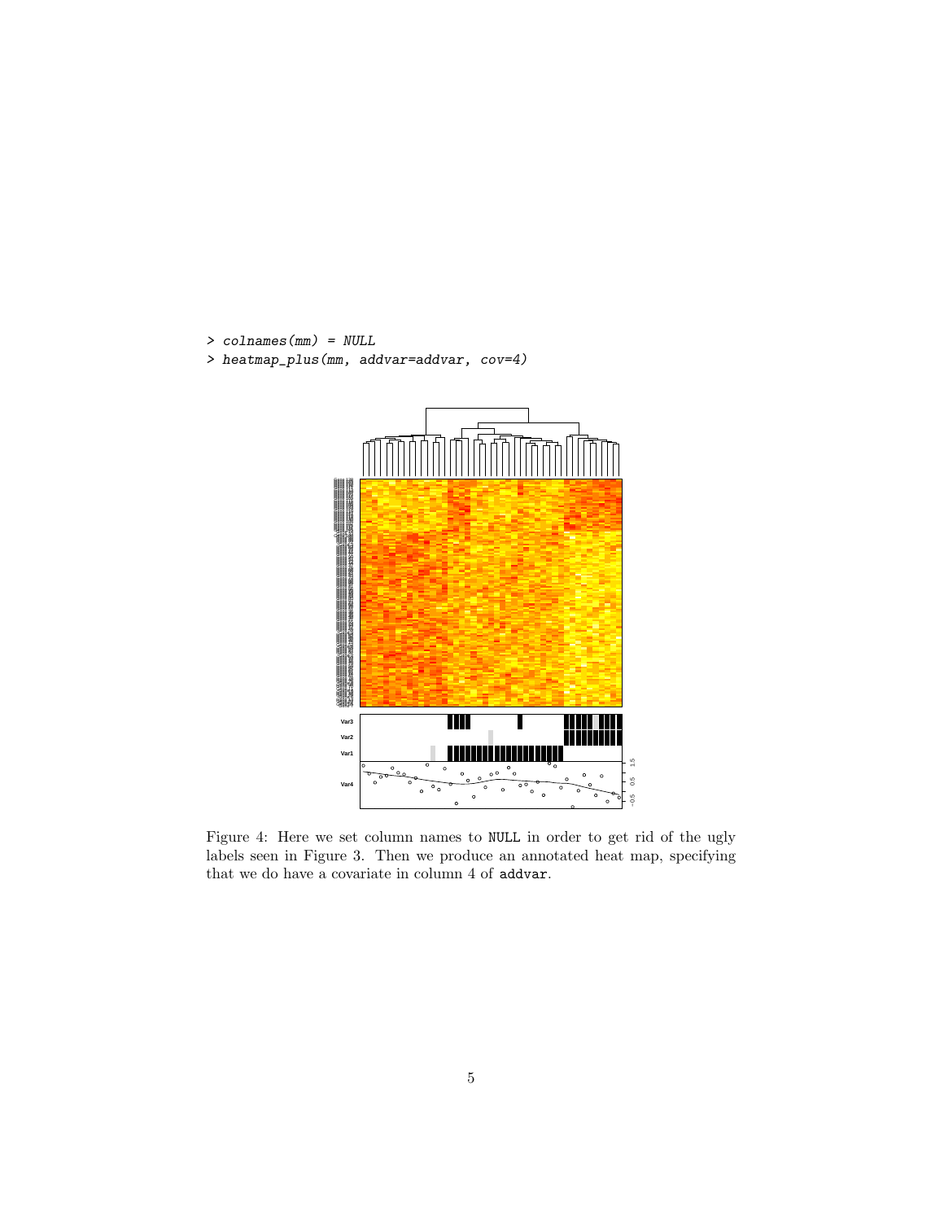```
> colnames(mm) = NULL
> heatmap_plus(mm, addvar=addvar, cov=4)
```

Var3
Var2
Var1
Var4
1.5
0.5
-0.5

Figure 4: Here we set column names to NULL in order to get rid of the ugly labels seen in Figure 3. Then we produce an annotated heat map, specifying that we do have a covariate in column 4 of addvar.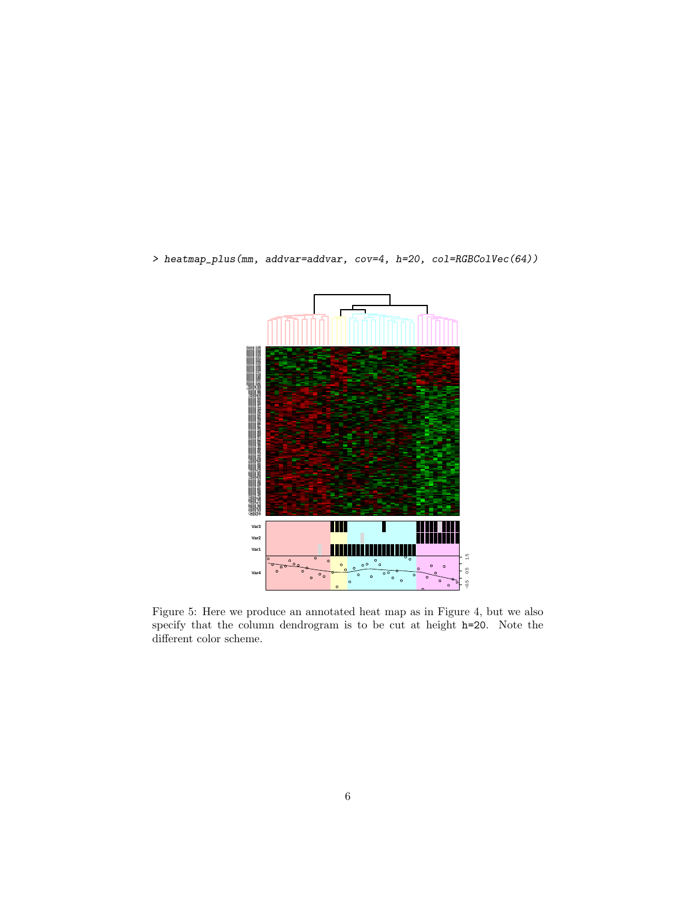```
> heatmap_plus(mm, addvar=addvar, cov=4, h=20, col=RGBColVec(64))
```

Var3

Var2

Var1

Var4

1.5

0.5

-0.5

Figure 5: Here we produce an annotated heat map as in Figure 4, but we also specify that the column dendrogram is to be cut at height `h=20`. Note the different color scheme.